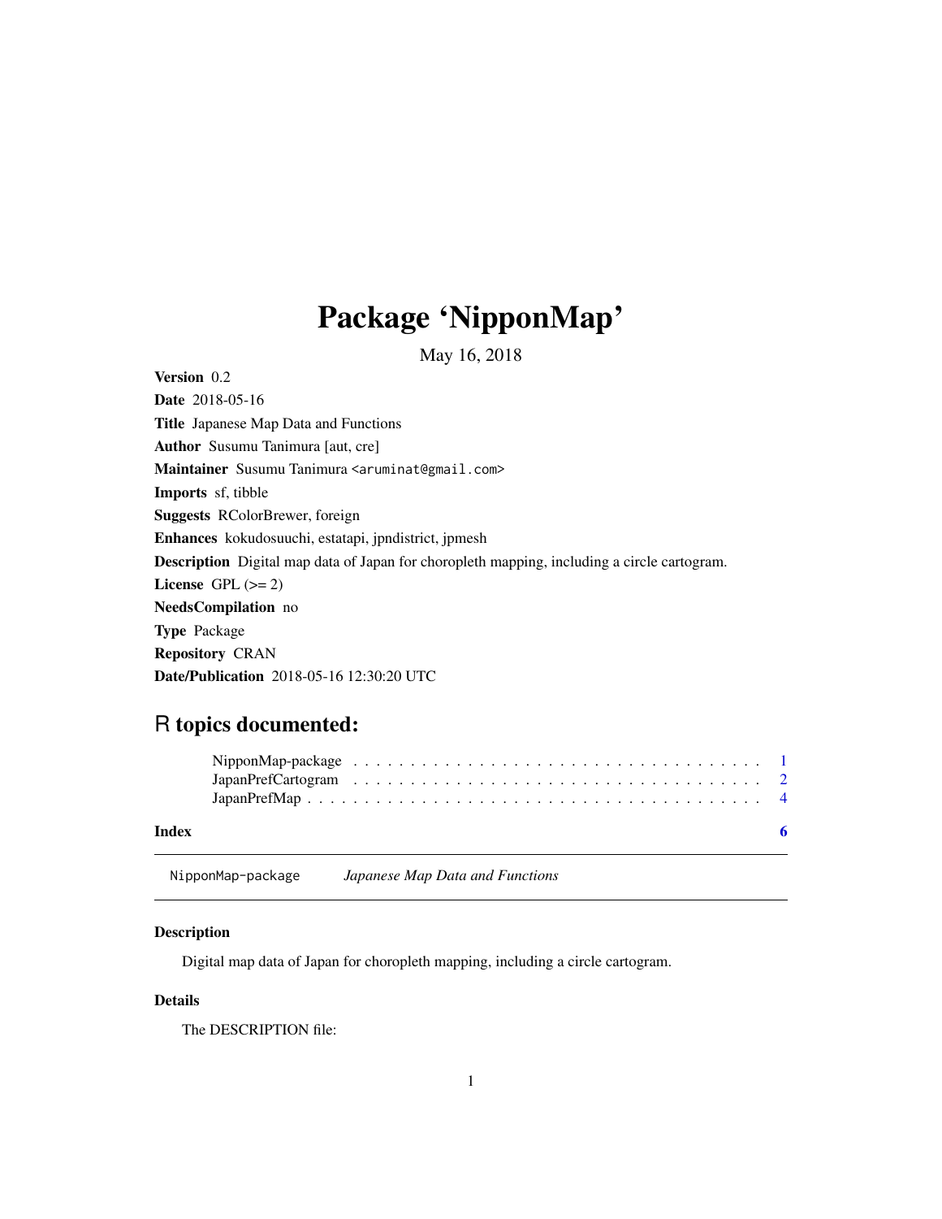# Package 'NipponMap'

May 16, 2018

**Version** 0.2

**Date** 2018-05-16

**Title** Japanese Map Data and Functions

**Author** Susumu Tanimura [aut, cre]

**Maintainer** Susumu Tanimura <aruminat@gmail.com>

**Imports** sf, tibble

**Suggests** RColorBrewer, foreign

**Enhances** kokudosuuchi, estatapi, jpndistrict, jpmesh

**Description** Digital map data of Japan for choropleth mapping, including a circle cartogram.

**License** GPL (>= 2)

**NeedsCompilation** no

**Type** Package

**Repository** CRAN

**Date/Publication** 2018-05-16 12:30:20 UTC

## R topics documented:

NipponMap-package . . . . . . . . . . . . . . . . . . . . . . . . . . . . . . . . . . 1
JapanPrefCartogram . . . . . . . . . . . . . . . . . . . . . . . . . . . . . . . . . . 2
JapanPrefMap . . . . . . . . . . . . . . . . . . . . . . . . . . . . . . . . . . . . . 4

**Index** **6**

---

`NipponMap-package` *Japanese Map Data and Functions*

---

### Description

Digital map data of Japan for choropleth mapping, including a circle cartogram.

### Details

The DESCRIPTION file: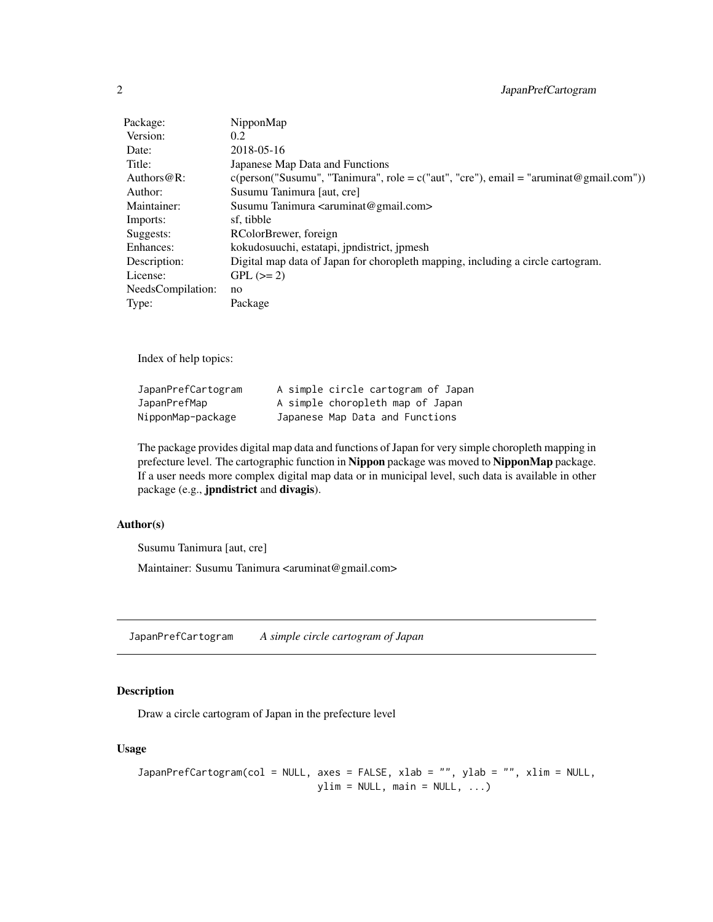| Package: | NipponMap |
| --- | --- |
| Version: | 0.2 |
| Date: | 2018-05-16 |
| Title: | Japanese Map Data and Functions |
| Authors@R: | c(person("Susumu", "Tanimura", role = c("aut", "cre"), email = "aruminat@gmail.com")) |
| Author: | Susumu Tanimura [aut, cre] |
| Maintainer: | Susumu Tanimura <aruminat@gmail.com> |
| Imports: | sf, tibble |
| Suggests: | RColorBrewer, foreign |
| Enhances: | kokudosuuchi, estatapi, jpndistrict, jpmesh |
| Description: | Digital map data of Japan for choropleth mapping, including a circle cartogram. |
| License: | GPL (>= 2) |
| NeedsCompilation: | no |
| Type: | Package |

Index of help topics:

```
JapanPrefCartogram      A simple circle cartogram of Japan
JapanPrefMap            A simple choropleth map of Japan
NipponMap-package       Japanese Map Data and Functions
```

The package provides digital map data and functions of Japan for very simple choropleth mapping in prefecture level. The cartographic function in **Nippon** package was moved to **NipponMap** package. If a user needs more complex digital map data or in municipal level, such data is available in other package (e.g., **jpndistrict** and **divagis**).

### Author(s)

Susumu Tanimura [aut, cre]

Maintainer: Susumu Tanimura <aruminat@gmail.com>

---

## JapanPrefCartogram *A simple circle cartogram of Japan*

---

### Description

Draw a circle cartogram of Japan in the prefecture level

### Usage

```
JapanPrefCartogram(col = NULL, axes = FALSE, xlab = "", ylab = "", xlim = NULL,
                             ylim = NULL, main = NULL, ...)
```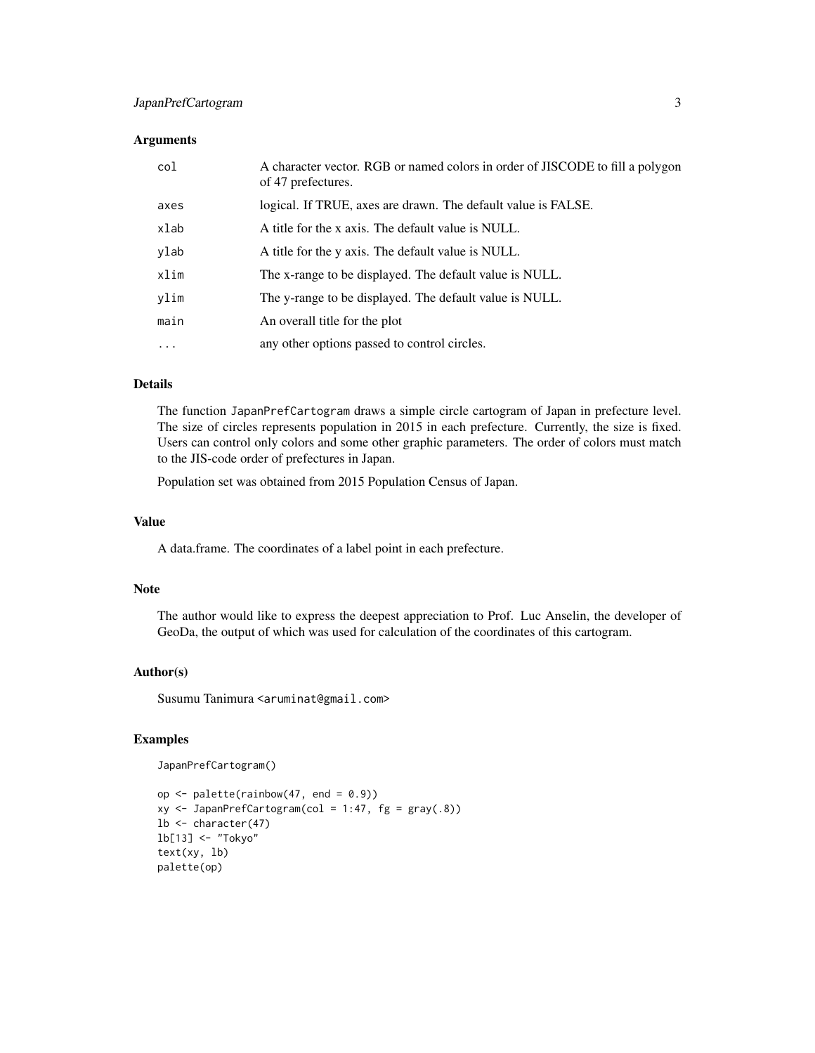### Arguments

| | |
|---|---|
| `col` | A character vector. RGB or named colors in order of JISCODE to fill a polygon of 47 prefectures. |
| `axes` | logical. If TRUE, axes are drawn. The default value is FALSE. |
| `xlab` | A title for the x axis. The default value is NULL. |
| `ylab` | A title for the y axis. The default value is NULL. |
| `xlim` | The x-range to be displayed. The default value is NULL. |
| `ylim` | The y-range to be displayed. The default value is NULL. |
| `main` | An overall title for the plot |
| `...` | any other options passed to control circles. |

### Details

The function `JapanPrefCartogram` draws a simple circle cartogram of Japan in prefecture level. The size of circles represents population in 2015 in each prefecture. Currently, the size is fixed. Users can control only colors and some other graphic parameters. The order of colors must match to the JIS-code order of prefectures in Japan.

Population set was obtained from 2015 Population Census of Japan.

### Value

A data.frame. The coordinates of a label point in each prefecture.

### Note

The author would like to express the deepest appreciation to Prof. Luc Anselin, the developer of GeoDa, the output of which was used for calculation of the coordinates of this cartogram.

### Author(s)

Susumu Tanimura <aruminat@gmail.com>

### Examples

```
JapanPrefCartogram()

op <- palette(rainbow(47, end = 0.9))
xy <- JapanPrefCartogram(col = 1:47, fg = gray(.8))
lb <- character(47)
lb[13] <- "Tokyo"
text(xy, lb)
palette(op)
```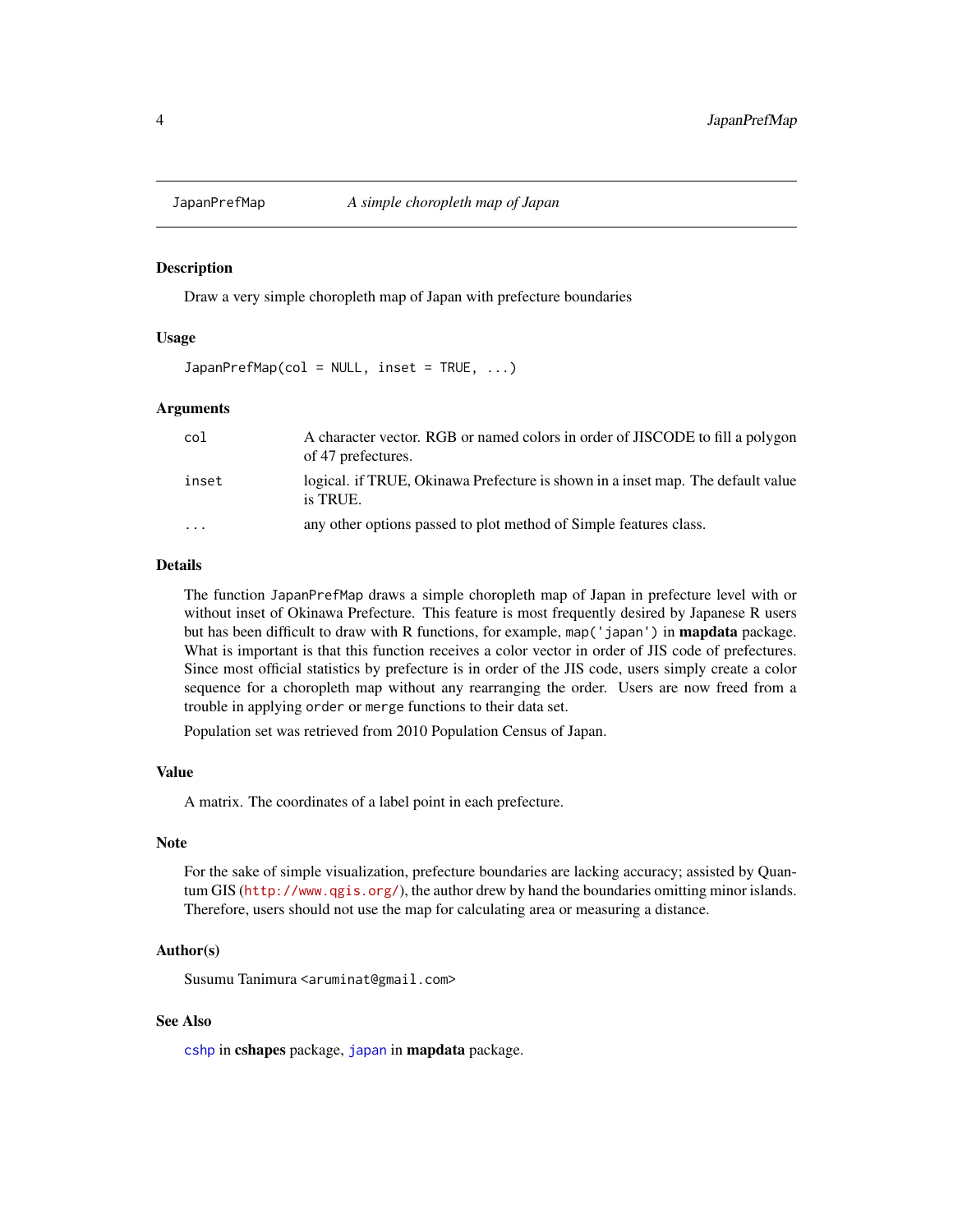## JapanPrefMap *A simple choropleth map of Japan*

### Description

Draw a very simple choropleth map of Japan with prefecture boundaries

### Usage

```
JapanPrefMap(col = NULL, inset = TRUE, ...)
```

### Arguments

| | |
|---|---|
| `col` | A character vector. RGB or named colors in order of JISCODE to fill a polygon of 47 prefectures. |
| `inset` | logical. if TRUE, Okinawa Prefecture is shown in a inset map. The default value is TRUE. |
| `...` | any other options passed to plot method of Simple features class. |

### Details

The function `JapanPrefMap` draws a simple choropleth map of Japan in prefecture level with or without inset of Okinawa Prefecture. This feature is most frequently desired by Japanese R users but has been difficult to draw with R functions, for example, `map('japan')` in **mapdata** package. What is important is that this function receives a color vector in order of JIS code of prefectures. Since most official statistics by prefecture is in order of the JIS code, users simply create a color sequence for a choropleth map without any rearranging the order. Users are now freed from a trouble in applying `order` or `merge` functions to their data set.

Population set was retrieved from 2010 Population Census of Japan.

### Value

A matrix. The coordinates of a label point in each prefecture.

### Note

For the sake of simple visualization, prefecture boundaries are lacking accuracy; assisted by Quantum GIS (http://www.qgis.org/), the author drew by hand the boundaries omitting minor islands. Therefore, users should not use the map for calculating area or measuring a distance.

### Author(s)

Susumu Tanimura <aruminat@gmail.com>

### See Also

`cshp` in **cshapes** package, `japan` in **mapdata** package.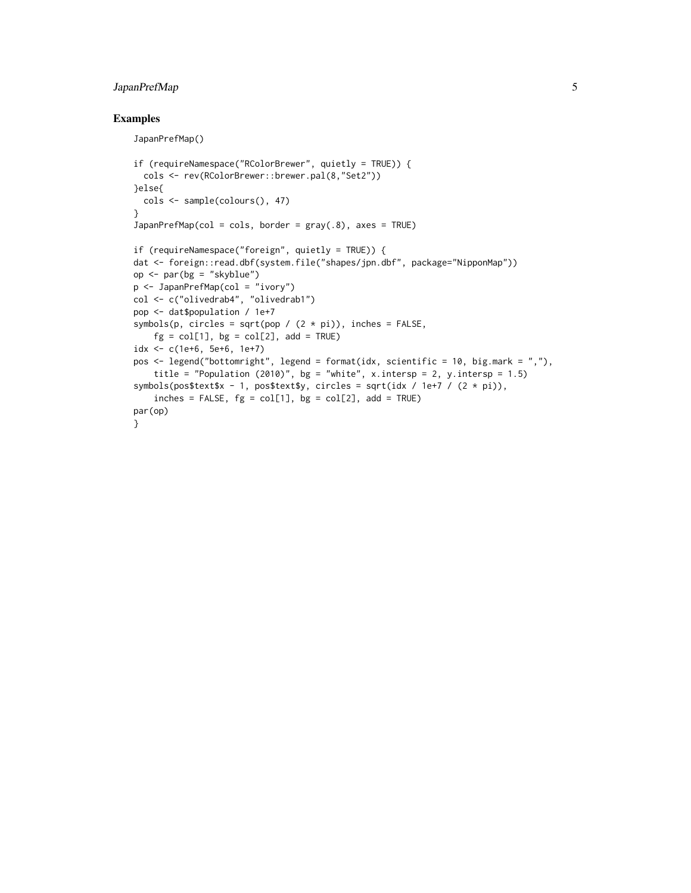## Examples

```
JapanPrefMap()

if (requireNamespace("RColorBrewer", quietly = TRUE)) {
  cols <- rev(RColorBrewer::brewer.pal(8,"Set2"))
}else{
  cols <- sample(colours(), 47)
}
JapanPrefMap(col = cols, border = gray(.8), axes = TRUE)

if (requireNamespace("foreign", quietly = TRUE)) {
dat <- foreign::read.dbf(system.file("shapes/jpn.dbf", package="NipponMap"))
op <- par(bg = "skyblue")
p <- JapanPrefMap(col = "ivory")
col <- c("olivedrab4", "olivedrab1")
pop <- dat$population / 1e+7
symbols(p, circles = sqrt(pop / (2 * pi)), inches = FALSE,
    fg = col[1], bg = col[2], add = TRUE)
idx <- c(1e+6, 5e+6, 1e+7)
pos <- legend("bottomright", legend = format(idx, scientific = 10, big.mark = ","),
    title = "Population (2010)", bg = "white", x.intersp = 2, y.intersp = 1.5)
symbols(pos$text$x - 1, pos$text$y, circles = sqrt(idx / 1e+7 / (2 * pi)),
    inches = FALSE, fg = col[1], bg = col[2], add = TRUE)
par(op)
}
```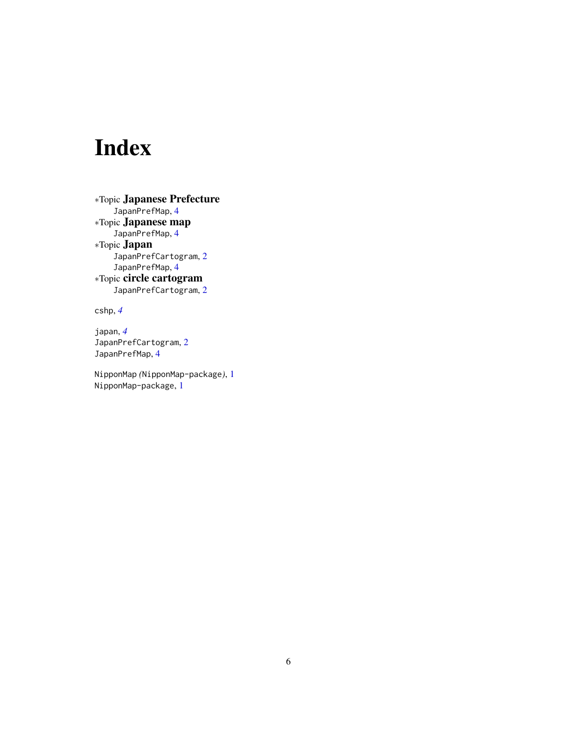# Index

*Topic **Japanese Prefecture**
  JapanPrefMap, 4
*Topic **Japanese map**
  JapanPrefMap, 4
*Topic **Japan**
  JapanPrefCartogram, 2
  JapanPrefMap, 4
*Topic **circle cartogram**
  JapanPrefCartogram, 2

cshp, *4*

japan, *4*
JapanPrefCartogram, 2
JapanPrefMap, 4

NipponMap *(*NipponMap-package*)*, 1
NipponMap-package, 1